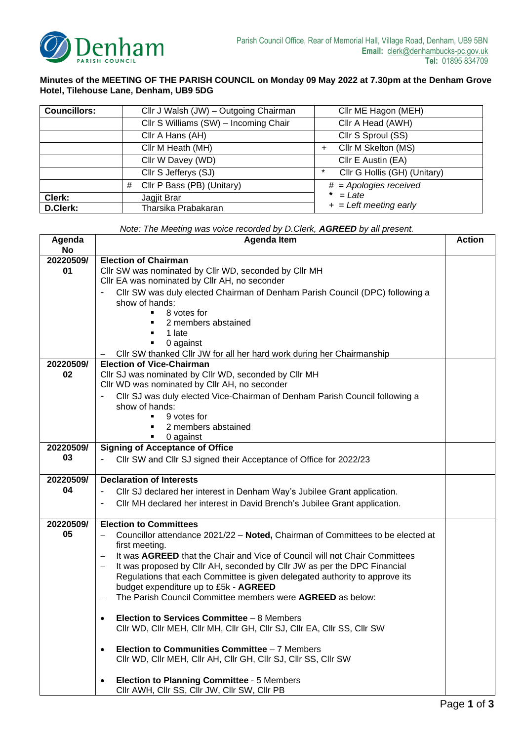Parish Council Office, Rear of Memorial Hall, Village Road, Denham, UB9 5BN
**Email:** clerk@denhambucks-pc.gov.uk
**Tel:** 01895 834709

**Minutes of the MEETING OF THE PARISH COUNCIL on Monday 09 May 2022 at 7.30pm at the Denham Grove Hotel, Tilehouse Lane, Denham, UB9 5DG**

| **Councillors:** | Cllr J Walsh (JW) – Outgoing Chairman | Cllr ME Hagon (MEH) |
|---|---|---|
| | Cllr S Williams (SW) – Incoming Chair | Cllr A Head (AWH) |
| | Cllr A Hans (AH) | Cllr S Sproul (SS) |
| | Cllr M Heath (MH) | + Cllr M Skelton (MS) |
| | Cllr W Davey (WD) | Cllr E Austin (EA) |
| | Cllr S Jefferys (SJ) | * Cllr G Hollis (GH) (Unitary) |
| | # Cllr P Bass (PB) (Unitary) | # = *Apologies received* |
| **Clerk:** | Jagjit Brar | * = *Late* |
| **D.Clerk:** | Tharsika Prabakaran | + = *Left meeting early* |

*Note: The Meeting was voice recorded by D.Clerk,* ***AGREED*** *by all present.*

| Agenda No | Agenda Item | Action |
|---|---|---|
| 20220509/ 01 | **Election of Chairman**<br>Cllr SW was nominated by Cllr WD, seconded by Cllr MH<br>Cllr EA was nominated by Cllr AH, no seconder<br>- Cllr SW was duly elected Chairman of Denham Parish Council (DPC) following a show of hands:<br>&nbsp;&nbsp;▪ 8 votes for<br>&nbsp;&nbsp;▪ 2 members abstained<br>&nbsp;&nbsp;▪ 1 late<br>&nbsp;&nbsp;▪ 0 against<br>– Cllr SW thanked Cllr JW for all her hard work during her Chairmanship | |
| 20220509/ 02 | **Election of Vice-Chairman**<br>Cllr SJ was nominated by Cllr WD, seconded by Cllr MH<br>Cllr WD was nominated by Cllr AH, no seconder<br>- Cllr SJ was duly elected Vice-Chairman of Denham Parish Council following a show of hands:<br>&nbsp;&nbsp;▪ 9 votes for<br>&nbsp;&nbsp;▪ 2 members abstained<br>&nbsp;&nbsp;▪ 0 against | |
| 20220509/ 03 | **Signing of Acceptance of Office**<br>- Cllr SW and Cllr SJ signed their Acceptance of Office for 2022/23 | |
| 20220509/ 04 | **Declaration of Interests**<br>- Cllr SJ declared her interest in Denham Way's Jubilee Grant application.<br>- Cllr MH declared her interest in David Brench's Jubilee Grant application. | |
| 20220509/ 05 | **Election to Committees**<br>– Councillor attendance 2021/22 – **Noted,** Chairman of Committees to be elected at first meeting.<br>– It was **AGREED** that the Chair and Vice of Council will not Chair Committees<br>– It was proposed by Cllr AH, seconded by Cllr JW as per the DPC Financial Regulations that each Committee is given delegated authority to approve its budget expenditure up to £5k - **AGREED**<br>– The Parish Council Committee members were **AGREED** as below:<br><br>• **Election to Services Committee** – 8 Members<br>Cllr WD, Cllr MEH, Cllr MH, Cllr GH, Cllr SJ, Cllr EA, Cllr SS, Cllr SW<br><br>• **Election to Communities Committee** – 7 Members<br>Cllr WD, Cllr MEH, Cllr AH, Cllr GH, Cllr SJ, Cllr SS, Cllr SW<br><br>• **Election to Planning Committee** - 5 Members<br>Cllr AWH, Cllr SS, Cllr JW, Cllr SW, Cllr PB | |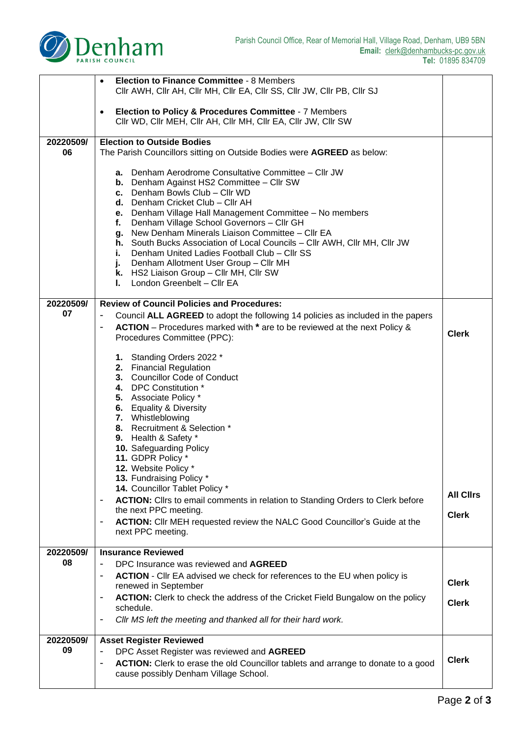| | | |
|---|---|---|
| | • **Election to Finance Committee** - 8 Members<br>Cllr AWH, Cllr AH, Cllr MH, Cllr EA, Cllr SS, Cllr JW, Cllr PB, Cllr SJ<br><br>• **Election to Policy & Procedures Committee** - 7 Members<br>Cllr WD, Cllr MEH, Cllr AH, Cllr MH, Cllr EA, Cllr JW, Cllr SW | |
| **20220509/ 06** | **Election to Outside Bodies**<br>The Parish Councillors sitting on Outside Bodies were **AGREED** as below:<br><br>**a.** Denham Aerodrome Consultative Committee – Cllr JW<br>**b.** Denham Against HS2 Committee – Cllr SW<br>**c.** Denham Bowls Club – Cllr WD<br>**d.** Denham Cricket Club – Cllr AH<br>**e.** Denham Village Hall Management Committee – No members<br>**f.** Denham Village School Governors – Cllr GH<br>**g.** New Denham Minerals Liaison Committee – Cllr EA<br>**h.** South Bucks Association of Local Councils – Cllr AWH, Cllr MH, Cllr JW<br>**i.** Denham United Ladies Football Club – Cllr SS<br>**j.** Denham Allotment User Group – Cllr MH<br>**k.** HS2 Liaison Group – Cllr MH, Cllr SW<br>**l.** London Greenbelt – Cllr EA | |
| **20220509/ 07** | **Review of Council Policies and Procedures:**<br>- Council **ALL AGREED** to adopt the following 14 policies as included in the papers<br>- **ACTION** – Procedures marked with **\*** are to be reviewed at the next Policy & Procedures Committee (PPC):<br><br>**1.** Standing Orders 2022 *<br>**2.** Financial Regulation<br>**3.** Councillor Code of Conduct<br>**4.** DPC Constitution *<br>**5.** Associate Policy *<br>**6.** Equality & Diversity<br>**7.** Whistleblowing<br>**8.** Recruitment & Selection *<br>**9.** Health & Safety *<br>**10.** Safeguarding Policy<br>**11.** GDPR Policy *<br>**12.** Website Policy *<br>**13.** Fundraising Policy *<br>**14.** Councillor Tablet Policy *<br>- **ACTION:** Cllrs to email comments in relation to Standing Orders to Clerk before the next PPC meeting.<br>- **ACTION:** Cllr MEH requested review the NALC Good Councillor's Guide at the next PPC meeting. | **Clerk**<br><br><br><br><br><br><br><br><br><br><br><br><br><br><br><br>**All Cllrs**<br><br>**Clerk** |
| **20220509/ 08** | **Insurance Reviewed**<br>- DPC Insurance was reviewed and **AGREED**<br>- **ACTION** - Cllr EA advised we check for references to the EU when policy is renewed in September<br>- **ACTION:** Clerk to check the address of the Cricket Field Bungalow on the policy schedule.<br>- *Cllr MS left the meeting and thanked all for their hard work.* | **Clerk**<br><br>**Clerk** |
| **20220509/ 09** | **Asset Register Reviewed**<br>- DPC Asset Register was reviewed and **AGREED**<br>- **ACTION:** Clerk to erase the old Councillor tablets and arrange to donate to a good cause possibly Denham Village School. | **Clerk** |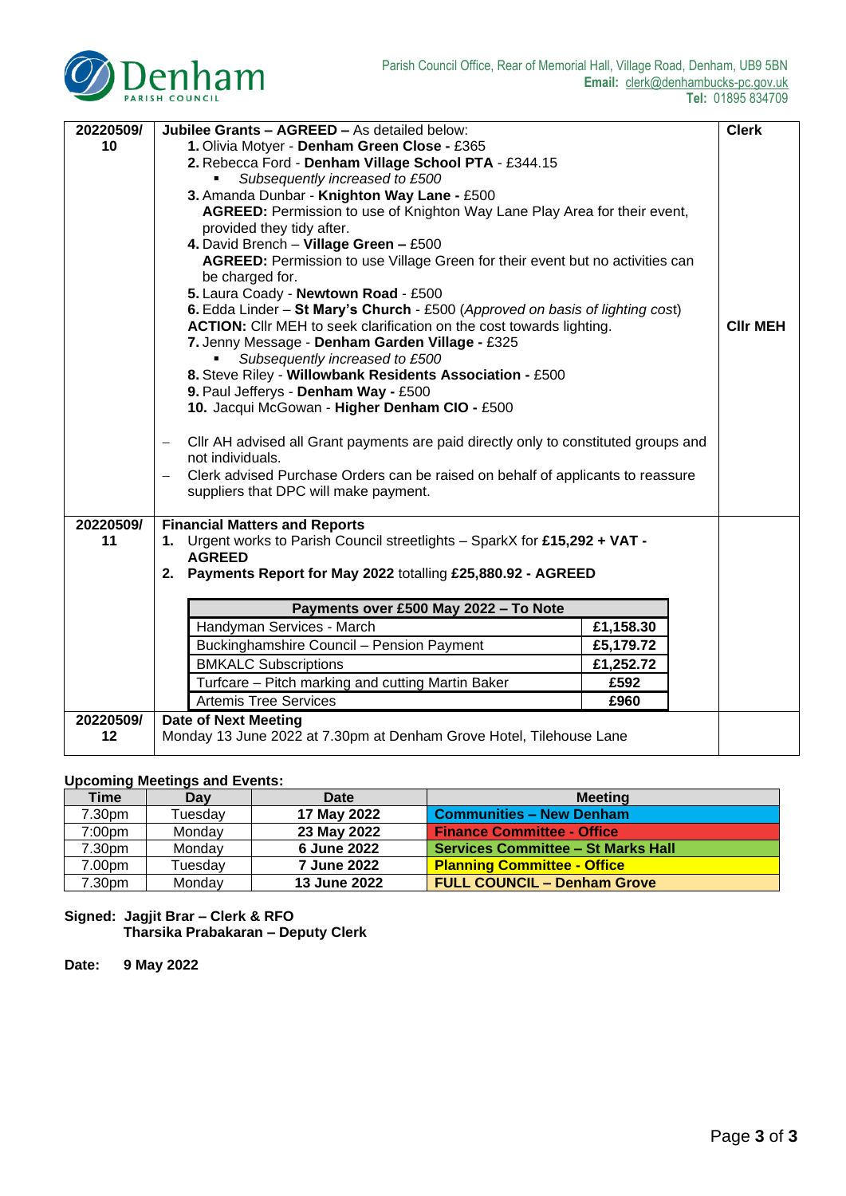Parish Council Office, Rear of Memorial Hall, Village Road, Denham, UB9 5BN
**Email:** clerk@denhambucks-pc.gov.uk
**Tel:** 01895 834709

| | | |
|---|---|---|
| 20220509/ 10 | **Jubilee Grants – AGREED –** As detailed below:<br>**1.** Olivia Motyer - **Denham Green Close -** £365<br>**2.** Rebecca Ford - **Denham Village School PTA** - £344.15<br>▪ *Subsequently increased to £500*<br>**3.** Amanda Dunbar - **Knighton Way Lane -** £500<br>**AGREED:** Permission to use of Knighton Way Lane Play Area for their event, provided they tidy after.<br>**4.** David Brench – **Village Green –** £500<br>**AGREED:** Permission to use Village Green for their event but no activities can be charged for.<br>**5.** Laura Coady - **Newtown Road** - £500<br>**6.** Edda Linder – **St Mary's Church** - £500 (*Approved on basis of lighting cost*)<br>**ACTION:** Cllr MEH to seek clarification on the cost towards lighting.<br>**7.** Jenny Message - **Denham Garden Village -** £325<br>▪ *Subsequently increased to £500*<br>**8.** Steve Riley - **Willowbank Residents Association -** £500<br>**9.** Paul Jefferys - **Denham Way -** £500<br>**10.** Jacqui McGowan - **Higher Denham CIO -** £500<br><br>– Cllr AH advised all Grant payments are paid directly only to constituted groups and not individuals.<br>– Clerk advised Purchase Orders can be raised on behalf of applicants to reassure suppliers that DPC will make payment. | **Clerk**<br><br><br><br><br><br><br><br><br><br><br><br>**Cllr MEH** |
| 20220509/ 11 | **Financial Matters and Reports**<br>**1.** Urgent works to Parish Council streetlights – SparkX for **£15,292 + VAT - AGREED**<br>**2. Payments Report for May 2022** totalling **£25,880.92 - AGREED** | |
| 20220509/ 12 | **Date of Next Meeting**<br>Monday 13 June 2022 at 7.30pm at Denham Grove Hotel, Tilehouse Lane | |

| Payments over £500 May 2022 – To Note | |
|---|---|
| Handyman Services - March | **£1,158.30** |
| Buckinghamshire Council – Pension Payment | **£5,179.72** |
| BMKALC Subscriptions | **£1,252.72** |
| Turfcare – Pitch marking and cutting Martin Baker | **£592** |
| Artemis Tree Services | **£960** |

**Upcoming Meetings and Events:**

| Time | Day | Date | Meeting |
|---|---|---|---|
| 7.30pm | Tuesday | **17 May 2022** | **Communities – New Denham** |
| 7:00pm | Monday | **23 May 2022** | **Finance Committee - Office** |
| 7.30pm | Monday | **6 June 2022** | **Services Committee – St Marks Hall** |
| 7.00pm | Tuesday | **7 June 2022** | **Planning Committee - Office** |
| 7.30pm | Monday | **13 June 2022** | **FULL COUNCIL – Denham Grove** |

**Signed: Jagjit Brar – Clerk & RFO**
**Tharsika Prabakaran – Deputy Clerk**

**Date: 9 May 2022**